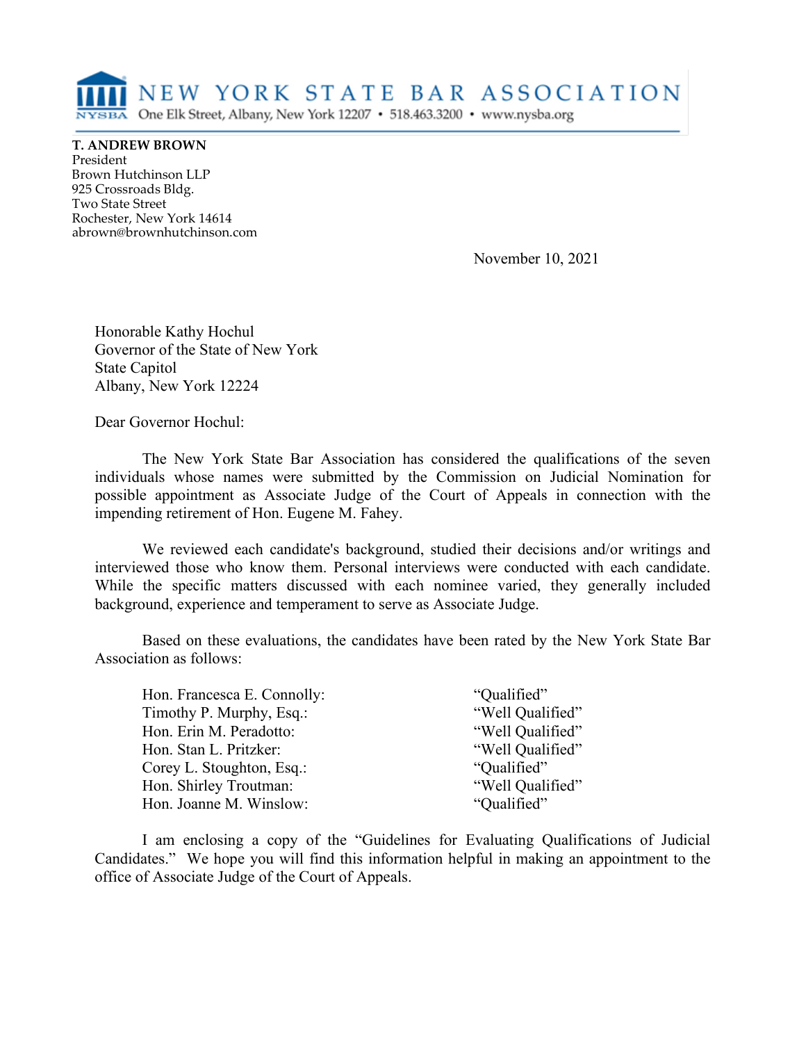# NEW YORK STATE BAR ASSOCIATION

NYSBA One Elk Street, Albany, New York 12207 • 518.463.3200 • www.nysba.org

**T. ANDREW BROWN**
President
Brown Hutchinson LLP
925 Crossroads Bldg.
Two State Street
Rochester, New York 14614
abrown@brownhutchinson.com

November 10, 2021

Honorable Kathy Hochul
Governor of the State of New York
State Capitol
Albany, New York 12224

Dear Governor Hochul:

The New York State Bar Association has considered the qualifications of the seven individuals whose names were submitted by the Commission on Judicial Nomination for possible appointment as Associate Judge of the Court of Appeals in connection with the impending retirement of Hon. Eugene M. Fahey.

We reviewed each candidate's background, studied their decisions and/or writings and interviewed those who know them. Personal interviews were conducted with each candidate. While the specific matters discussed with each nominee varied, they generally included background, experience and temperament to serve as Associate Judge.

Based on these evaluations, the candidates have been rated by the New York State Bar Association as follows:

| | |
|---|---|
| Hon. Francesca E. Connolly: | "Qualified" |
| Timothy P. Murphy, Esq.: | "Well Qualified" |
| Hon. Erin M. Peradotto: | "Well Qualified" |
| Hon. Stan L. Pritzker: | "Well Qualified" |
| Corey L. Stoughton, Esq.: | "Qualified" |
| Hon. Shirley Troutman: | "Well Qualified" |
| Hon. Joanne M. Winslow: | "Qualified" |

I am enclosing a copy of the "Guidelines for Evaluating Qualifications of Judicial Candidates." We hope you will find this information helpful in making an appointment to the office of Associate Judge of the Court of Appeals.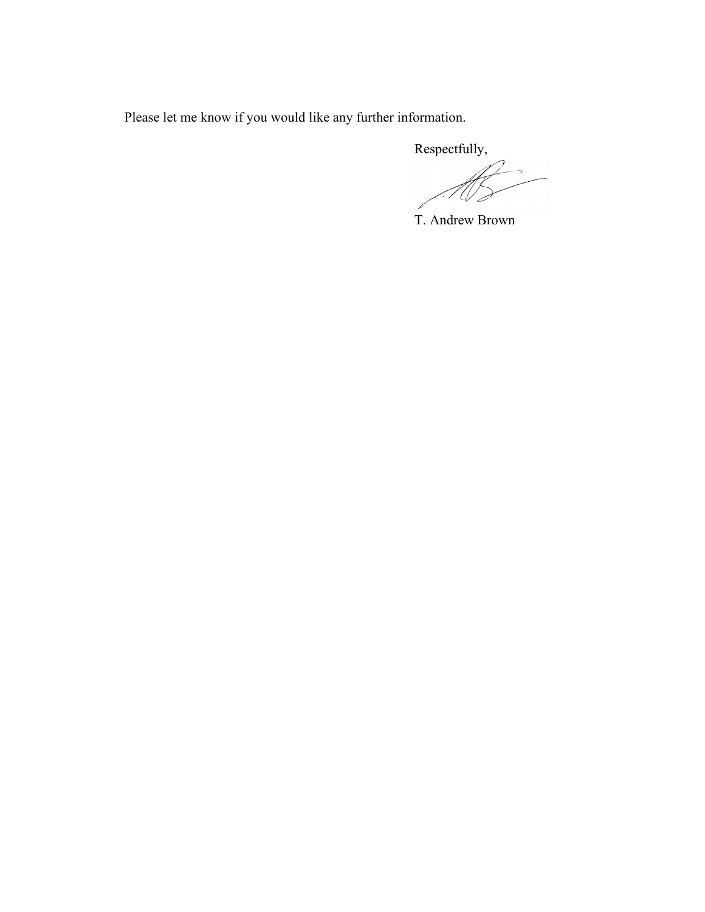Please let me know if you would like any further information.

Respectfully,

T. Andrew Brown